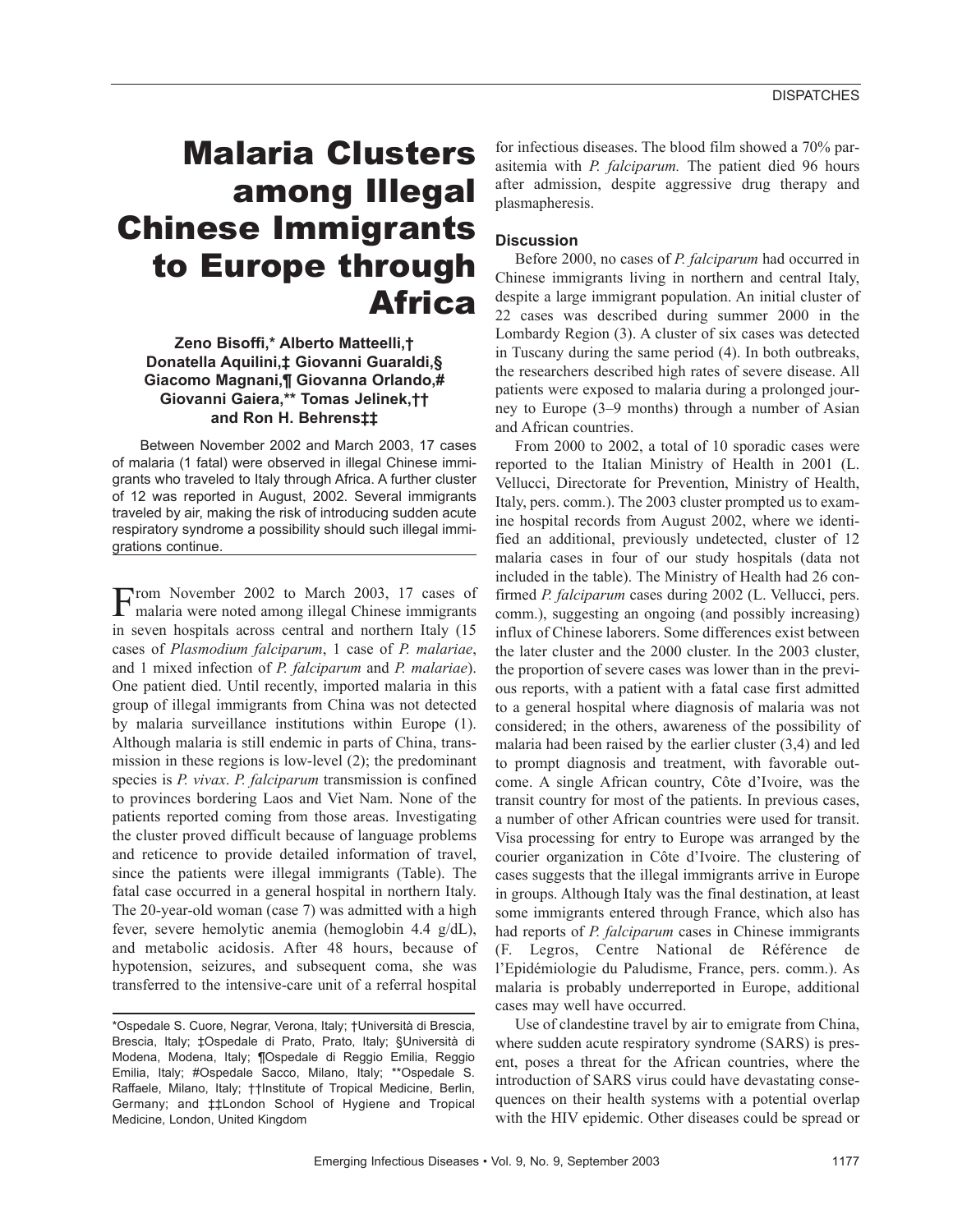# Malaria Clusters among Illegal Chinese Immigrants to Europe through Africa

**Zeno Bisoffi,* Alberto Matteelli,† Donatella Aquilini,‡ Giovanni Guaraldi,§ Giacomo Magnani,¶ Giovanna Orlando,# Giovanni Gaiera,** Tomas Jelinek,†† and Ron H. Behrens‡‡**

Between November 2002 and March 2003, 17 cases of malaria (1 fatal) were observed in illegal Chinese immigrants who traveled to Italy through Africa. A further cluster of 12 was reported in August, 2002. Several immigrants traveled by air, making the risk of introducing sudden acute respiratory syndrome a possibility should such illegal immigrations continue.

From November 2002 to March 2003, 17 cases of malaria were noted among illegal Chinese immigrants in seven hospitals across central and northern Italy (15 cases of *Plasmodium falciparum*, 1 case of *P. malariae*, and 1 mixed infection of *P. falciparum* and *P. malariae*). One patient died. Until recently, imported malaria in this group of illegal immigrants from China was not detected by malaria surveillance institutions within Europe (1). Although malaria is still endemic in parts of China, transmission in these regions is low-level (2); the predominant species is *P. vivax*. *P. falciparum* transmission is confined to provinces bordering Laos and Viet Nam. None of the patients reported coming from those areas. Investigating the cluster proved difficult because of language problems and reticence to provide detailed information of travel, since the patients were illegal immigrants (Table). The fatal case occurred in a general hospital in northern Italy. The 20-year-old woman (case 7) was admitted with a high fever, severe hemolytic anemia (hemoglobin 4.4 g/dL), and metabolic acidosis. After 48 hours, because of hypotension, seizures, and subsequent coma, she was transferred to the intensive-care unit of a referral hospital for infectious diseases. The blood film showed a 70% parasitemia with *P. falciparum.* The patient died 96 hours after admission, despite aggressive drug therapy and plasmapheresis.

*Ospedale S. Cuore, Negrar, Verona, Italy; †Università di Brescia, Brescia, Italy; ‡Ospedale di Prato, Prato, Italy; §Università di Modena, Modena, Italy; ¶Ospedale di Reggio Emilia, Reggio Emilia, Italy; #Ospedale Sacco, Milano, Italy; **Ospedale S. Raffaele, Milano, Italy; ††Institute of Tropical Medicine, Berlin, Germany; and ‡‡London School of Hygiene and Tropical Medicine, London, United Kingdom

## Discussion

Before 2000, no cases of *P. falciparum* had occurred in Chinese immigrants living in northern and central Italy, despite a large immigrant population. An initial cluster of 22 cases was described during summer 2000 in the Lombardy Region (3). A cluster of six cases was detected in Tuscany during the same period (4). In both outbreaks, the researchers described high rates of severe disease. All patients were exposed to malaria during a prolonged journey to Europe (3–9 months) through a number of Asian and African countries.

From 2000 to 2002, a total of 10 sporadic cases were reported to the Italian Ministry of Health in 2001 (L. Vellucci, Directorate for Prevention, Ministry of Health, Italy, pers. comm.). The 2003 cluster prompted us to examine hospital records from August 2002, where we identified an additional, previously undetected, cluster of 12 malaria cases in four of our study hospitals (data not included in the table). The Ministry of Health had 26 confirmed *P. falciparum* cases during 2002 (L. Vellucci, pers. comm.), suggesting an ongoing (and possibly increasing) influx of Chinese laborers. Some differences exist between the later cluster and the 2000 cluster. In the 2003 cluster, the proportion of severe cases was lower than in the previous reports, with a patient with a fatal case first admitted to a general hospital where diagnosis of malaria was not considered; in the others, awareness of the possibility of malaria had been raised by the earlier cluster (3,4) and led to prompt diagnosis and treatment, with favorable outcome. A single African country, Côte d'Ivoire, was the transit country for most of the patients. In previous cases, a number of other African countries were used for transit. Visa processing for entry to Europe was arranged by the courier organization in Côte d'Ivoire. The clustering of cases suggests that the illegal immigrants arrive in Europe in groups. Although Italy was the final destination, at least some immigrants entered through France, which also has had reports of *P. falciparum* cases in Chinese immigrants (F. Legros, Centre National de Référence de l'Epidémiologie du Paludisme, France, pers. comm.). As malaria is probably underreported in Europe, additional cases may well have occurred.

Use of clandestine travel by air to emigrate from China, where sudden acute respiratory syndrome (SARS) is present, poses a threat for the African countries, where the introduction of SARS virus could have devastating consequences on their health systems with a potential overlap with the HIV epidemic. Other diseases could be spread or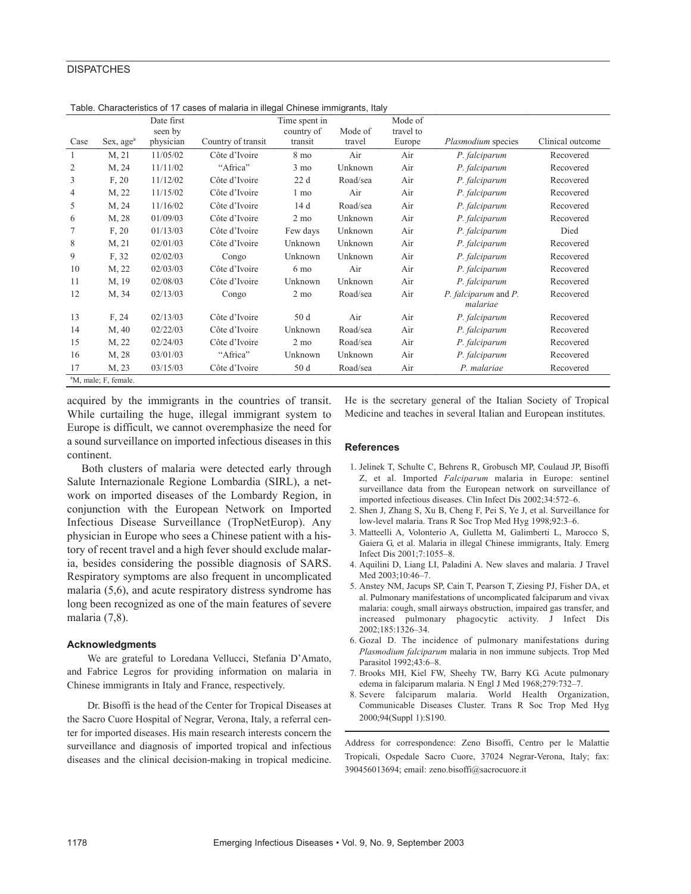Table. Characteristics of 17 cases of malaria in illegal Chinese immigrants, Italy

| Case | Sex, age[a] | Date first seen by physician | Country of transit | Time spent in country of transit | Mode of travel | Mode of travel to Europe | *Plasmodium* species | Clinical outcome |
|---|---|---|---|---|---|---|---|---|
| 1 | M, 21 | 11/05/02 | Côte d'Ivoire | 8 mo | Air | Air | *P. falciparum* | Recovered |
| 2 | M, 24 | 11/11/02 | "Africa" | 3 mo | Unknown | Air | *P. falciparum* | Recovered |
| 3 | F, 20 | 11/12/02 | Côte d'Ivoire | 22 d | Road/sea | Air | *P. falciparum* | Recovered |
| 4 | M, 22 | 11/15/02 | Côte d'Ivoire | 1 mo | Air | Air | *P. falciparum* | Recovered |
| 5 | M, 24 | 11/16/02 | Côte d'Ivoire | 14 d | Road/sea | Air | *P. falciparum* | Recovered |
| 6 | M, 28 | 01/09/03 | Côte d'Ivoire | 2 mo | Unknown | Air | *P. falciparum* | Recovered |
| 7 | F, 20 | 01/13/03 | Côte d'Ivoire | Few days | Unknown | Air | *P. falciparum* | Died |
| 8 | M, 21 | 02/01/03 | Côte d'Ivoire | Unknown | Unknown | Air | *P. falciparum* | Recovered |
| 9 | F, 32 | 02/02/03 | Congo | Unknown | Unknown | Air | *P. falciparum* | Recovered |
| 10 | M, 22 | 02/03/03 | Côte d'Ivoire | 6 mo | Air | Air | *P. falciparum* | Recovered |
| 11 | M, 19 | 02/08/03 | Côte d'Ivoire | Unknown | Unknown | Air | *P. falciparum* | Recovered |
| 12 | M, 34 | 02/13/03 | Congo | 2 mo | Road/sea | Air | *P. falciparum* and *P. malariae* | Recovered |
| 13 | F, 24 | 02/13/03 | Côte d'Ivoire | 50 d | Air | Air | *P. falciparum* | Recovered |
| 14 | M, 40 | 02/22/03 | Côte d'Ivoire | Unknown | Road/sea | Air | *P. falciparum* | Recovered |
| 15 | M, 22 | 02/24/03 | Côte d'Ivoire | 2 mo | Road/sea | Air | *P. falciparum* | Recovered |
| 16 | M, 28 | 03/01/03 | "Africa" | Unknown | Unknown | Air | *P. falciparum* | Recovered |
| 17 | M, 23 | 03/15/03 | Côte d'Ivoire | 50 d | Road/sea | Air | *P. malariae* | Recovered |

[a]M, male; F, female.

acquired by the immigrants in the countries of transit. While curtailing the huge, illegal immigrant system to Europe is difficult, we cannot overemphasize the need for a sound surveillance on imported infectious diseases in this continent.

Both clusters of malaria were detected early through Salute Internazionale Regione Lombardia (SIRL), a network on imported diseases of the Lombardy Region, in conjunction with the European Network on Imported Infectious Disease Surveillance (TropNetEurop). Any physician in Europe who sees a Chinese patient with a history of recent travel and a high fever should exclude malaria, besides considering the possible diagnosis of SARS. Respiratory symptoms are also frequent in uncomplicated malaria (5,6), and acute respiratory distress syndrome has long been recognized as one of the main features of severe malaria (7,8).

### Acknowledgments

We are grateful to Loredana Vellucci, Stefania D'Amato, and Fabrice Legros for providing information on malaria in Chinese immigrants in Italy and France, respectively.

Dr. Bisoffi is the head of the Center for Tropical Diseases at the Sacro Cuore Hospital of Negrar, Verona, Italy, a referral center for imported diseases. His main research interests concern the surveillance and diagnosis of imported tropical and infectious diseases and the clinical decision-making in tropical medicine. He is the secretary general of the Italian Society of Tropical Medicine and teaches in several Italian and European institutes.

### References

1. Jelinek T, Schulte C, Behrens R, Grobusch MP, Coulaud JP, Bisoffi Z, et al. Imported *Falciparum* malaria in Europe: sentinel surveillance data from the European network on surveillance of imported infectious diseases. Clin Infect Dis 2002;34:572–6.
2. Shen J, Zhang S, Xu B, Cheng F, Pei S, Ye J, et al. Surveillance for low-level malaria. Trans R Soc Trop Med Hyg 1998;92:3–6.
3. Matteelli A, Volonterio A, Gulletta M, Galimberti L, Marocco S, Gaiera G, et al. Malaria in illegal Chinese immigrants, Italy. Emerg Infect Dis 2001;7:1055–8.
4. Aquilini D, Liang LI, Paladini A. New slaves and malaria. J Travel Med 2003;10:46–7.
5. Anstey NM, Jacups SP, Cain T, Pearson T, Ziesing PJ, Fisher DA, et al. Pulmonary manifestations of uncomplicated falciparum and vivax malaria: cough, small airways obstruction, impaired gas transfer, and increased pulmonary phagocytic activity. J Infect Dis 2002;185:1326–34.
6. Gozal D. The incidence of pulmonary manifestations during *Plasmodium falciparum* malaria in non immune subjects. Trop Med Parasitol 1992;43:6–8.
7. Brooks MH, Kiel FW, Sheehy TW, Barry KG. Acute pulmonary edema in falciparum malaria. N Engl J Med 1968;279:732–7.
8. Severe falciparum malaria. World Health Organization, Communicable Diseases Cluster. Trans R Soc Trop Med Hyg 2000;94(Suppl 1):S190.

Address for correspondence: Zeno Bisoffi, Centro per le Malattie Tropicali, Ospedale Sacro Cuore, 37024 Negrar-Verona, Italy; fax: 390456013694; email: zeno.bisoffi@sacrocuore.it